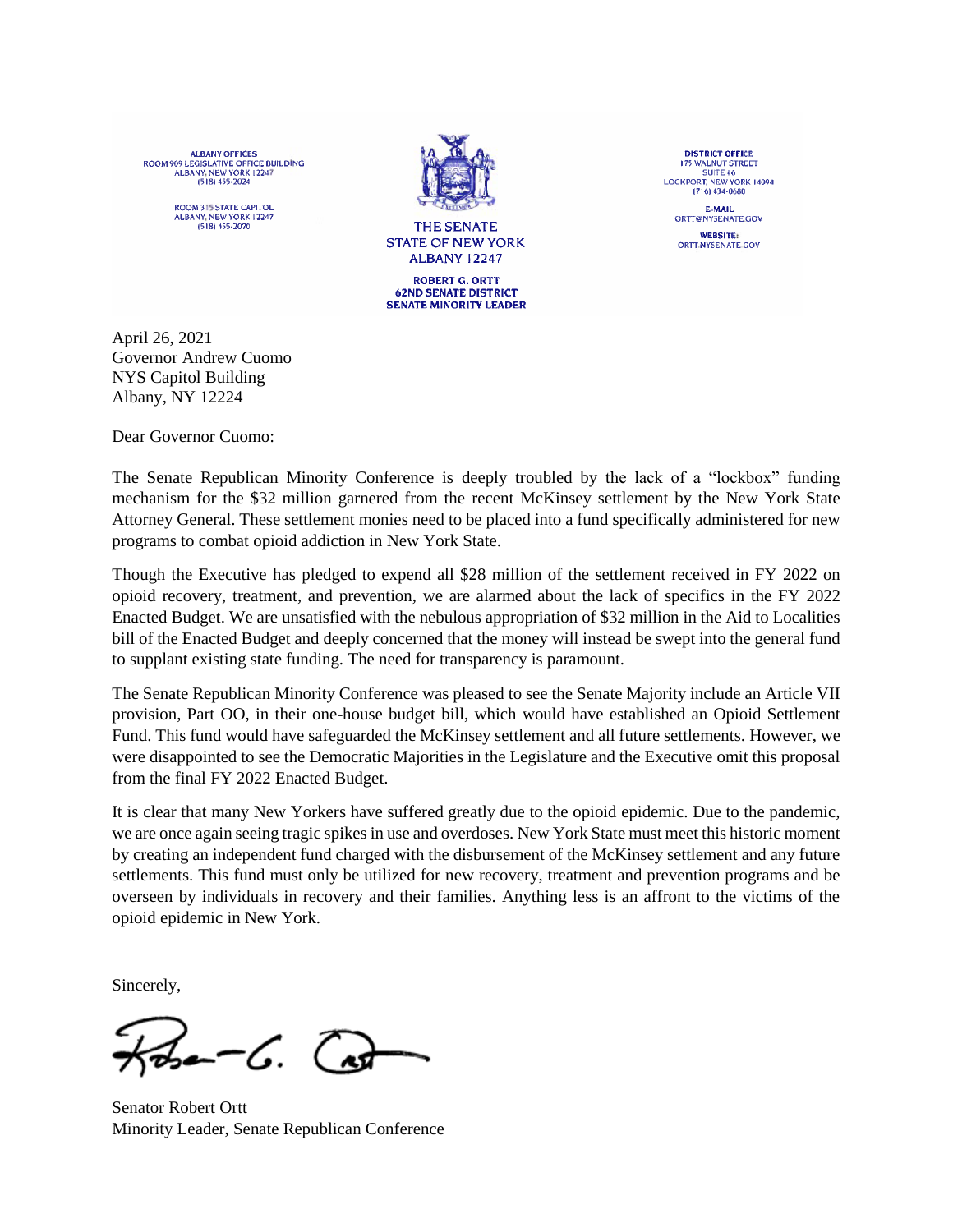ALBANY OFFICES
ROOM 909 LEGISLATIVE OFFICE BUILDING
ALBANY, NEW YORK 12247
(518) 455-2024

ROOM 315 STATE CAPITOL
ALBANY, NEW YORK 12247
(518) 455-2070

THE SENATE
STATE OF NEW YORK
ALBANY 12247

ROBERT G. ORTT
62ND SENATE DISTRICT
SENATE MINORITY LEADER

DISTRICT OFFICE
175 WALNUT STREET
SUITE #6
LOCKPORT, NEW YORK 14094
(716) 434-0680

E-MAIL
ORTT@NYSENATE.GOV

WEBSITE:
ORTT.NYSENATE.GOV

April 26, 2021
Governor Andrew Cuomo
NYS Capitol Building
Albany, NY 12224

Dear Governor Cuomo:

The Senate Republican Minority Conference is deeply troubled by the lack of a "lockbox" funding mechanism for the $32 million garnered from the recent McKinsey settlement by the New York State Attorney General. These settlement monies need to be placed into a fund specifically administered for new programs to combat opioid addiction in New York State.

Though the Executive has pledged to expend all $28 million of the settlement received in FY 2022 on opioid recovery, treatment, and prevention, we are alarmed about the lack of specifics in the FY 2022 Enacted Budget. We are unsatisfied with the nebulous appropriation of $32 million in the Aid to Localities bill of the Enacted Budget and deeply concerned that the money will instead be swept into the general fund to supplant existing state funding. The need for transparency is paramount.

The Senate Republican Minority Conference was pleased to see the Senate Majority include an Article VII provision, Part OO, in their one-house budget bill, which would have established an Opioid Settlement Fund. This fund would have safeguarded the McKinsey settlement and all future settlements. However, we were disappointed to see the Democratic Majorities in the Legislature and the Executive omit this proposal from the final FY 2022 Enacted Budget.

It is clear that many New Yorkers have suffered greatly due to the opioid epidemic. Due to the pandemic, we are once again seeing tragic spikes in use and overdoses. New York State must meet this historic moment by creating an independent fund charged with the disbursement of the McKinsey settlement and any future settlements. This fund must only be utilized for new recovery, treatment and prevention programs and be overseen by individuals in recovery and their families. Anything less is an affront to the victims of the opioid epidemic in New York.

Sincerely,

Senator Robert Ortt
Minority Leader, Senate Republican Conference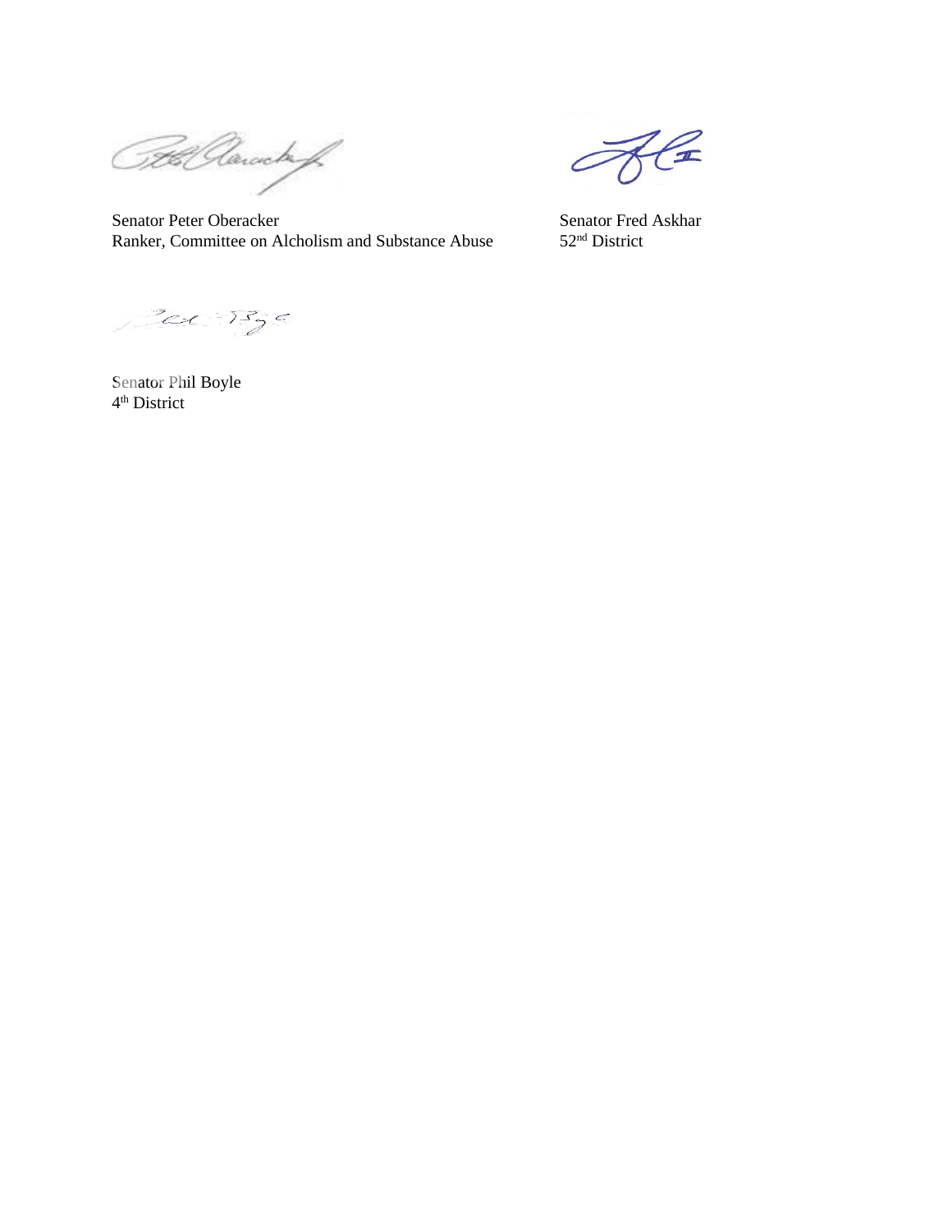Senator Peter Oberacker
Ranker, Committee on Alcholism and Substance Abuse

Senator Fred Askhar
52nd District

Senator Phil Boyle
4th District